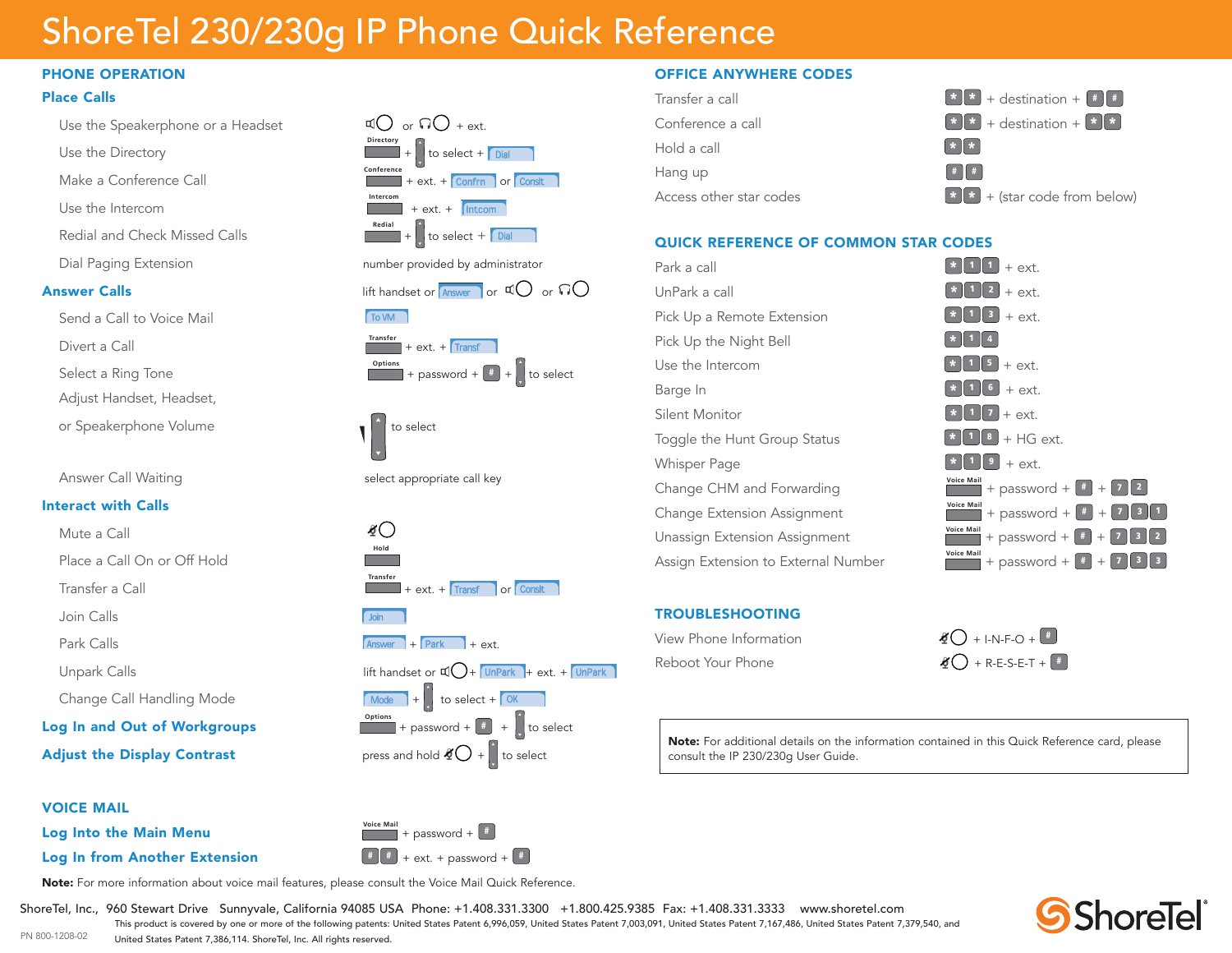# ShoreTel 230/230g IP Phone Quick Reference

## PHONE OPERATION

### Place Calls

| | |
|---|---|
| Use the Speakerphone or a Headset | Speaker or Headset + ext. |
| Use the Directory | Directory + Navigation to select + Dial |
| Make a Conference Call | Conference + ext. + Confrn or Conslt |
| Use the Intercom | Intercom + ext. + Intcom |
| Redial and Check Missed Calls | Redial + Navigation to select + Dial |
| Dial Paging Extension | number provided by administrator |

### Answer Calls

| | |
|---|---|
| (Answer Calls) | lift handset or Answer or Speaker or Headset |
| Send a Call to Voice Mail | To VM |
| Divert a Call | Transfer + ext. + Transf |
| Select a Ring Tone | Options + password + # + Navigation to select |
| Adjust Handset, Headset, or Speakerphone Volume | Volume to select |
| Answer Call Waiting | select appropriate call key |

### Interact with Calls

| | |
|---|---|
| Mute a Call | Mute |
| Place a Call On or Off Hold | Hold |
| Transfer a Call | Transfer + ext. + Transf or Conslt |
| Join Calls | Join |
| Park Calls | Answer + Park + ext. |
| Unpark Calls | lift handset or Speaker + UnPark + ext. + UnPark |
| Change Call Handling Mode | Mode + Navigation to select + OK |

### Log In and Out of Workgroups

Options + password + # + Navigation to select

### Adjust the Display Contrast

press and hold Mute + Navigation to select

## VOICE MAIL

### Log Into the Main Menu

Voice Mail + password + #

### Log In from Another Extension

# # + ext. + password + #

**Note:** For more information about voice mail features, please consult the Voice Mail Quick Reference.

## OFFICE ANYWHERE CODES

| | |
|---|---|
| Transfer a call | * * + destination + # # |
| Conference a call | * * + destination + * * |
| Hold a call | * * |
| Hang up | # # |
| Access other star codes | * * + (star code from below) |

## QUICK REFERENCE OF COMMON STAR CODES

| | |
|---|---|
| Park a call | * 1 1 + ext. |
| UnPark a call | * 1 2 + ext. |
| Pick Up a Remote Extension | * 1 3 + ext. |
| Pick Up the Night Bell | * 1 4 |
| Use the Intercom | * 1 5 + ext. |
| Barge In | * 1 6 + ext. |
| Silent Monitor | * 1 7 + ext. |
| Toggle the Hunt Group Status | * 1 8 + HG ext. |
| Whisper Page | * 1 9 + ext. |
| Change CHM and Forwarding | Voice Mail + password + # + 7 2 |
| Change Extension Assignment | Voice Mail + password + # + 7 3 1 |
| Unassign Extension Assignment | Voice Mail + password + # + 7 3 2 |
| Assign Extension to External Number | Voice Mail + password + # + 7 3 3 |

## TROUBLESHOOTING

| | |
|---|---|
| View Phone Information | Mute + I-N-F-O + # |
| Reboot Your Phone | Mute + R-E-S-E-T + # |

**Note:** For additional details on the information contained in this Quick Reference card, please consult the IP 230/230g User Guide.

ShoreTel, Inc., 960 Stewart Drive Sunnyvale, California 94085 USA Phone: +1.408.331.3300 +1.800.425.9385 Fax: +1.408.331.3333 www.shoretel.com

This product is covered by one or more of the following patents: United States Patent 6,996,059, United States Patent 7,003,091, United States Patent 7,167,486, United States Patent 7,379,540, and United States Patent 7,386,114. ShoreTel, Inc. All rights reserved.

PN 800-1208-02

ShoreTel®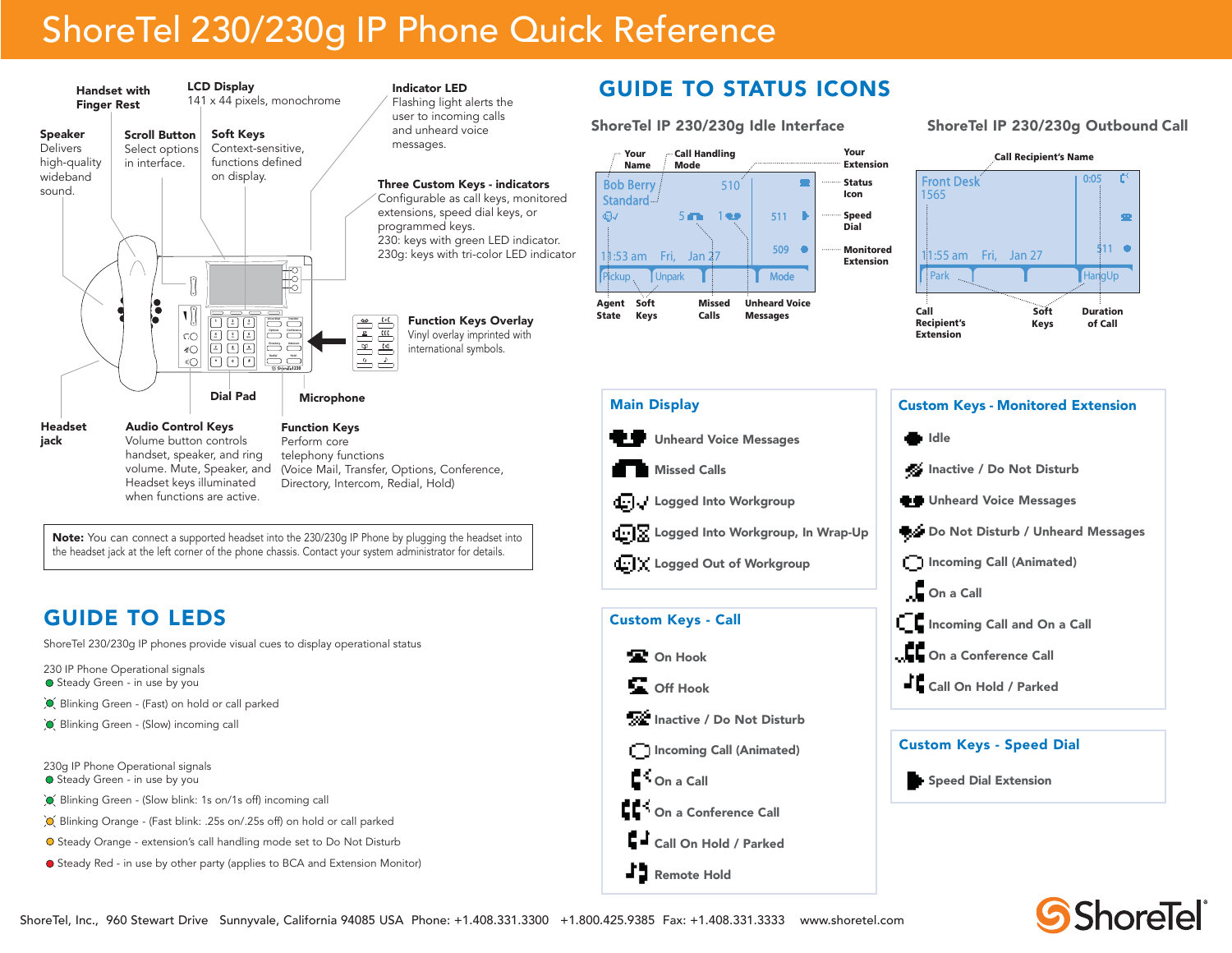# ShoreTel 230/230g IP Phone Quick Reference

**Handset with Finger Rest**

**LCD Display**
141 x 44 pixels, monochrome

**Indicator LED**
Flashing light alerts the user to incoming calls and unheard voice messages.

**Speaker**
Delivers high-quality wideband sound.

**Scroll Button**
Select options in interface.

**Soft Keys**
Context-sensitive, functions defined on display.

**Three Custom Keys - indicators**
Configurable as call keys, monitored extensions, speed dial keys, or programmed keys.
230: keys with green LED indicator.
230g: keys with tri-color LED indicator

**Function Keys Overlay**
Vinyl overlay imprinted with international symbols.

**Dial Pad**

**Microphone**

**Headset jack**

**Audio Control Keys**
Volume button controls handset, speaker, and ring volume. Mute, Speaker, and Headset keys illuminated when functions are active.

**Function Keys**
Perform core telephony functions (Voice Mail, Transfer, Options, Conference, Directory, Intercom, Redial, Hold)

**Note:** You can connect a supported headset into the 230/230g IP Phone by plugging the headset into the headset jack at the left corner of the phone chassis. Contact your system administrator for details.

## GUIDE TO LEDS

ShoreTel 230/230g IP phones provide visual cues to display operational status

230 IP Phone Operational signals

- Steady Green - in use by you
- Blinking Green - (Fast) on hold or call parked
- Blinking Green - (Slow) incoming call

230g IP Phone Operational signals

- Steady Green - in use by you
- Blinking Green - (Slow blink: 1s on/1s off) incoming call
- Blinking Orange - (Fast blink: .25s on/.25s off) on hold or call parked
- Steady Orange - extension's call handling mode set to Do Not Disturb
- Steady Red - in use by other party (applies to BCA and Extension Monitor)

## GUIDE TO STATUS ICONS

### ShoreTel IP 230/230g Idle Interface

Your Name
Call Handling Mode
Your Extension
Status Icon
Speed Dial
Monitored Extension
Agent State
Soft Keys
Missed Calls
Unheard Voice Messages

Bob Berry
Standard
510
5
1
511
509
11:53 am Fri, Jan 27
Pickup
Unpark
Mode

### ShoreTel IP 230/230g Outbound Call

Call Recipient's Name
Call Recipient's Extension
Soft Keys
Duration of Call

Front Desk
1565
0:05
511
11:55 am Fri, Jan 27
Park
HangUp

### Main Display

- Unheard Voice Messages
- Missed Calls
- Logged Into Workgroup
- Logged Into Workgroup, In Wrap-Up
- Logged Out of Workgroup

### Custom Keys - Call

- On Hook
- Off Hook
- Inactive / Do Not Disturb
- Incoming Call (Animated)
- On a Call
- On a Conference Call
- Call On Hold / Parked
- Remote Hold

### Custom Keys - Monitored Extension

- Idle
- Inactive / Do Not Disturb
- Unheard Voice Messages
- Do Not Disturb / Unheard Messages
- Incoming Call (Animated)
- On a Call
- Incoming Call and On a Call
- On a Conference Call
- Call On Hold / Parked

### Custom Keys - Speed Dial

- Speed Dial Extension

ShoreTel, Inc., 960 Stewart Drive Sunnyvale, California 94085 USA Phone: +1.408.331.3300 +1.800.425.9385 Fax: +1.408.331.3333 www.shoretel.com

ShoreTel®